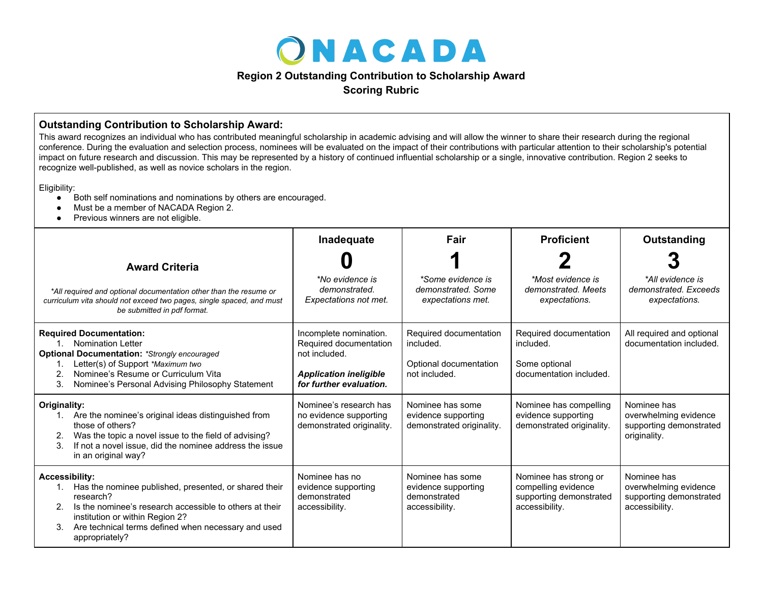# NACADA

## Region 2 Outstanding Contribution to Scholarship Award
## Scoring Rubric

### Outstanding Contribution to Scholarship Award:

This award recognizes an individual who has contributed meaningful scholarship in academic advising and will allow the winner to share their research during the regional conference. During the evaluation and selection process, nominees will be evaluated on the impact of their contributions with particular attention to their scholarship's potential impact on future research and discussion. This may be represented by a history of continued influential scholarship or a single, innovative contribution. Region 2 seeks to recognize well-published, as well as novice scholars in the region.

Eligibility:

- Both self nominations and nominations by others are encouraged.
- Must be a member of NACADA Region 2.
- Previous winners are not eligible.

| **Award Criteria**<br><br>*\*All required and optional documentation other than the resume or curriculum vita should not exceed two pages, single spaced, and must be submitted in pdf format.* | **Inadequate**<br>**0**<br>*\*No evidence is demonstrated. Expectations not met.* | **Fair**<br>**1**<br>*\*Some evidence is demonstrated. Some expectations met.* | **Proficient**<br>**2**<br>*\*Most evidence is demonstrated. Meets expectations.* | **Outstanding**<br>**3**<br>*\*All evidence is demonstrated. Exceeds expectations.* |
|---|---|---|---|---|
| **Required Documentation:**<br>1. Nomination Letter<br>**Optional Documentation:** *\*Strongly encouraged*<br>1. Letter(s) of Support *\*Maximum two*<br>2. Nominee's Resume or Curriculum Vita<br>3. Nominee's Personal Advising Philosophy Statement | Incomplete nomination. Required documentation not included.<br><br>***Application ineligible for further evaluation.*** | Required documentation included.<br><br>Optional documentation not included. | Required documentation included.<br><br>Some optional documentation included. | All required and optional documentation included. |
| **Originality:**<br>1. Are the nominee's original ideas distinguished from those of others?<br>2. Was the topic a novel issue to the field of advising?<br>3. If not a novel issue, did the nominee address the issue in an original way? | Nominee's research has no evidence supporting demonstrated originality. | Nominee has some evidence supporting demonstrated originality. | Nominee has compelling evidence supporting demonstrated originality. | Nominee has overwhelming evidence supporting demonstrated originality. |
| **Accessibility:**<br>1. Has the nominee published, presented, or shared their research?<br>2. Is the nominee's research accessible to others at their institution or within Region 2?<br>3. Are technical terms defined when necessary and used appropriately? | Nominee has no evidence supporting demonstrated accessibility. | Nominee has some evidence supporting demonstrated accessibility. | Nominee has strong or compelling evidence supporting demonstrated accessibility. | Nominee has overwhelming evidence supporting demonstrated accessibility. |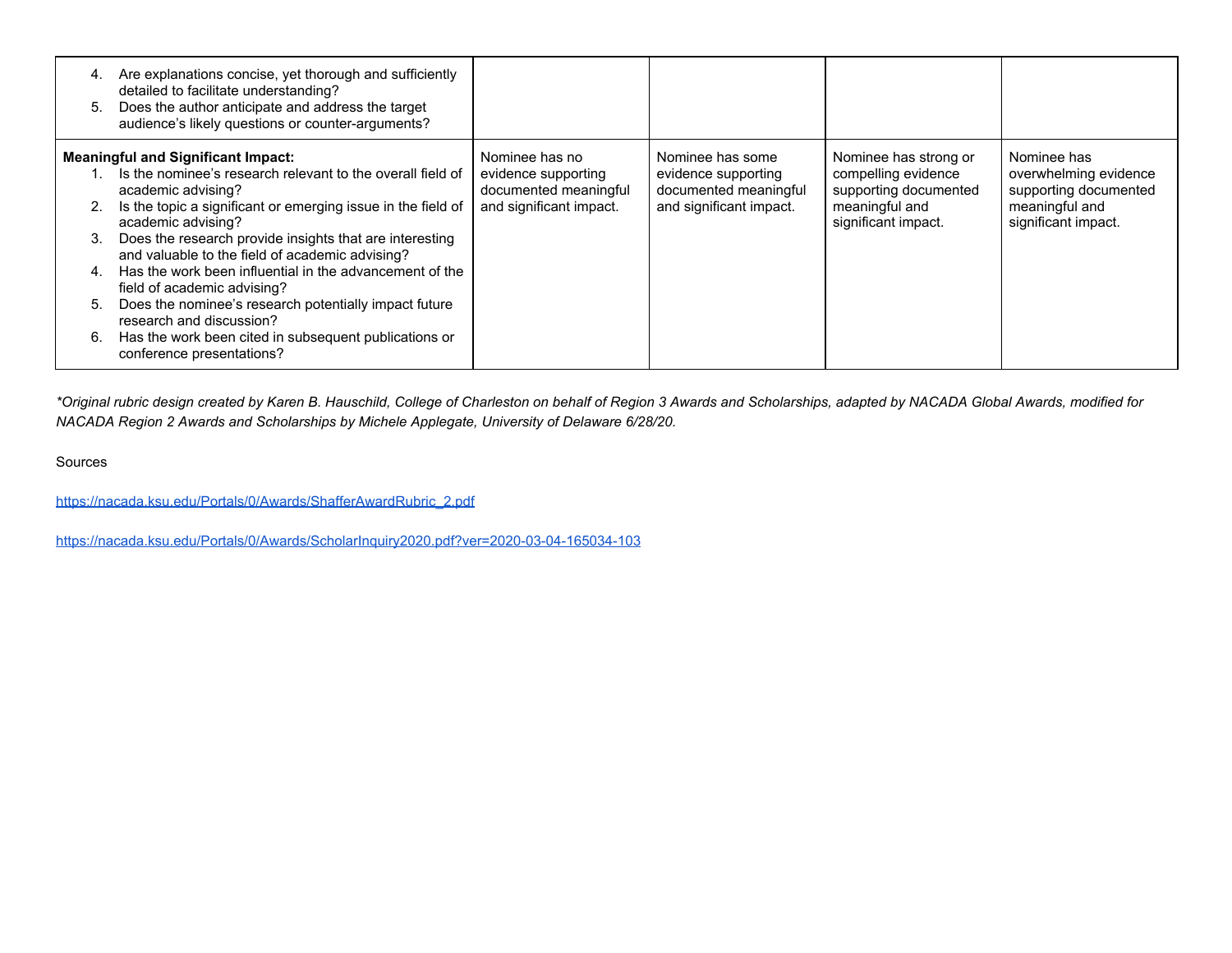| | | | | |
|---|---|---|---|---|
| 4. Are explanations concise, yet thorough and sufficiently detailed to facilitate understanding?<br>5. Does the author anticipate and address the target audience's likely questions or counter-arguments? | | | | |
| **Meaningful and Significant Impact:**<br>1. Is the nominee's research relevant to the overall field of academic advising?<br>2. Is the topic a significant or emerging issue in the field of academic advising?<br>3. Does the research provide insights that are interesting and valuable to the field of academic advising?<br>4. Has the work been influential in the advancement of the field of academic advising?<br>5. Does the nominee's research potentially impact future research and discussion?<br>6. Has the work been cited in subsequent publications or conference presentations? | Nominee has no evidence supporting documented meaningful and significant impact. | Nominee has some evidence supporting documented meaningful and significant impact. | Nominee has strong or compelling evidence supporting documented meaningful and significant impact. | Nominee has overwhelming evidence supporting documented meaningful and significant impact. |

*\*Original rubric design created by Karen B. Hauschild, College of Charleston on behalf of Region 3 Awards and Scholarships, adapted by NACADA Global Awards, modified for NACADA Region 2 Awards and Scholarships by Michele Applegate, University of Delaware 6/28/20.*

Sources

https://nacada.ksu.edu/Portals/0/Awards/ShafferAwardRubric_2.pdf

https://nacada.ksu.edu/Portals/0/Awards/ScholarInquiry2020.pdf?ver=2020-03-04-165034-103